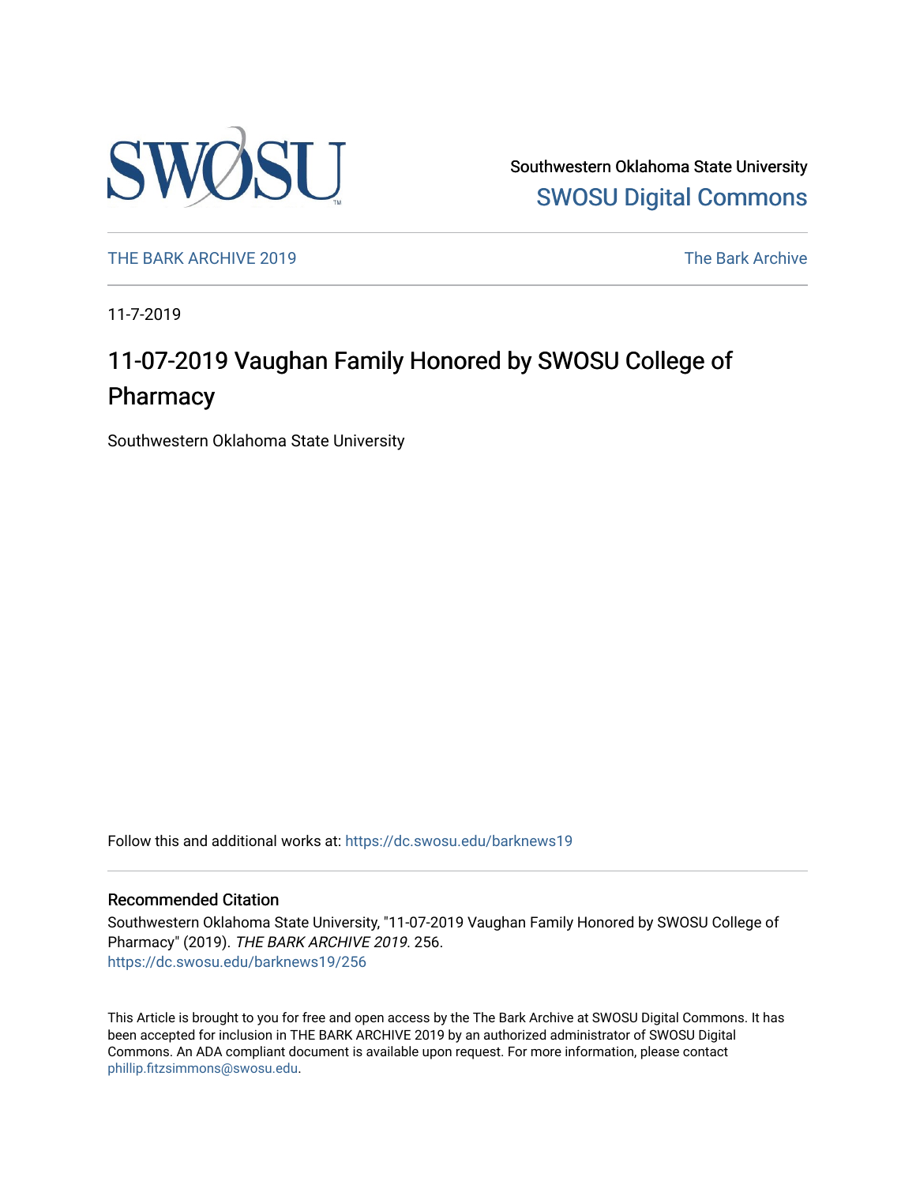Southwestern Oklahoma State University

SWOSU Digital Commons

THE BARK ARCHIVE 2019

The Bark Archive

11-7-2019

# 11-07-2019 Vaughan Family Honored by SWOSU College of Pharmacy

Southwestern Oklahoma State University

Follow this and additional works at: https://dc.swosu.edu/barknews19

## Recommended Citation

Southwestern Oklahoma State University, "11-07-2019 Vaughan Family Honored by SWOSU College of Pharmacy" (2019). *THE BARK ARCHIVE 2019*. 256.
https://dc.swosu.edu/barknews19/256

This Article is brought to you for free and open access by the The Bark Archive at SWOSU Digital Commons. It has been accepted for inclusion in THE BARK ARCHIVE 2019 by an authorized administrator of SWOSU Digital Commons. An ADA compliant document is available upon request. For more information, please contact phillip.fitzsimmons@swosu.edu.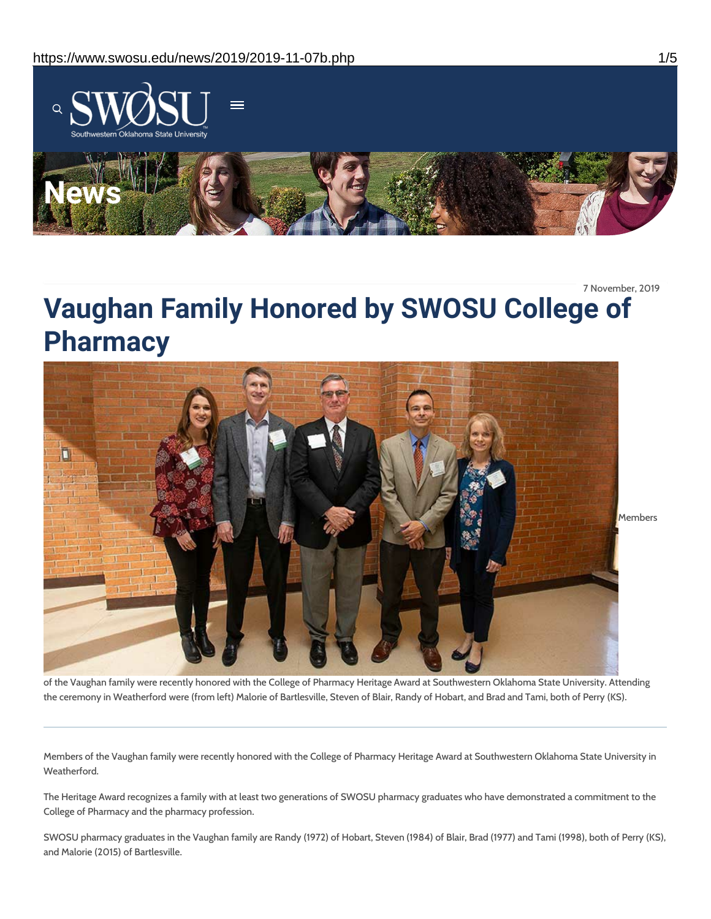7 November, 2019

# Vaughan Family Honored by SWOSU College of Pharmacy

Members of the Vaughan family were recently honored with the College of Pharmacy Heritage Award at Southwestern Oklahoma State University. Attending the ceremony in Weatherford were (from left) Malorie of Bartlesville, Steven of Blair, Randy of Hobart, and Brad and Tami, both of Perry (KS).

---

Members of the Vaughan family were recently honored with the College of Pharmacy Heritage Award at Southwestern Oklahoma State University in Weatherford.

The Heritage Award recognizes a family with at least two generations of SWOSU pharmacy graduates who have demonstrated a commitment to the College of Pharmacy and the pharmacy profession.

SWOSU pharmacy graduates in the Vaughan family are Randy (1972) of Hobart, Steven (1984) of Blair, Brad (1977) and Tami (1998), both of Perry (KS), and Malorie (2015) of Bartlesville.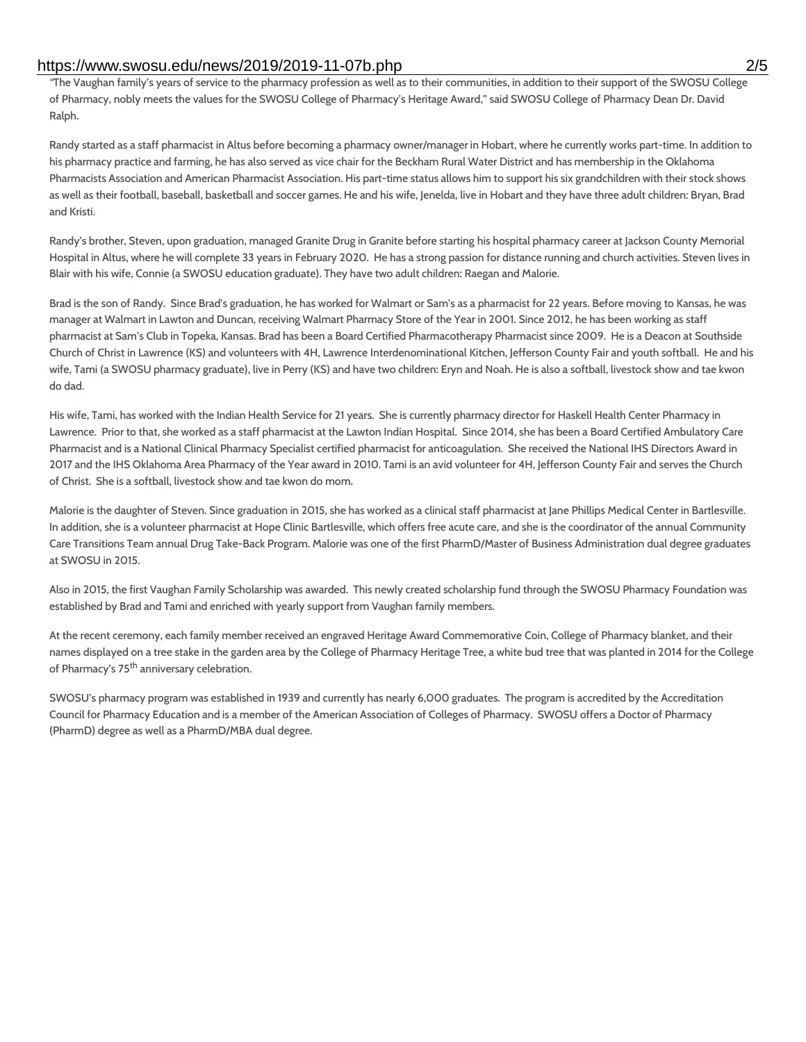"The Vaughan family's years of service to the pharmacy profession as well as to their communities, in addition to their support of the SWOSU College of Pharmacy, nobly meets the values for the SWOSU College of Pharmacy's Heritage Award," said SWOSU College of Pharmacy Dean Dr. David Ralph.

Randy started as a staff pharmacist in Altus before becoming a pharmacy owner/manager in Hobart, where he currently works part-time. In addition to his pharmacy practice and farming, he has also served as vice chair for the Beckham Rural Water District and has membership in the Oklahoma Pharmacists Association and American Pharmacist Association. His part-time status allows him to support his six grandchildren with their stock shows as well as their football, baseball, basketball and soccer games. He and his wife, Jenelda, live in Hobart and they have three adult children: Bryan, Brad and Kristi.

Randy's brother, Steven, upon graduation, managed Granite Drug in Granite before starting his hospital pharmacy career at Jackson County Memorial Hospital in Altus, where he will complete 33 years in February 2020. He has a strong passion for distance running and church activities. Steven lives in Blair with his wife, Connie (a SWOSU education graduate). They have two adult children: Raegan and Malorie.

Brad is the son of Randy. Since Brad's graduation, he has worked for Walmart or Sam's as a pharmacist for 22 years. Before moving to Kansas, he was manager at Walmart in Lawton and Duncan, receiving Walmart Pharmacy Store of the Year in 2001. Since 2012, he has been working as staff pharmacist at Sam's Club in Topeka, Kansas. Brad has been a Board Certified Pharmacotherapy Pharmacist since 2009. He is a Deacon at Southside Church of Christ in Lawrence (KS) and volunteers with 4H, Lawrence Interdenominational Kitchen, Jefferson County Fair and youth softball. He and his wife, Tami (a SWOSU pharmacy graduate), live in Perry (KS) and have two children: Eryn and Noah. He is also a softball, livestock show and tae kwon do dad.

His wife, Tami, has worked with the Indian Health Service for 21 years. She is currently pharmacy director for Haskell Health Center Pharmacy in Lawrence. Prior to that, she worked as a staff pharmacist at the Lawton Indian Hospital. Since 2014, she has been a Board Certified Ambulatory Care Pharmacist and is a National Clinical Pharmacy Specialist certified pharmacist for anticoagulation. She received the National IHS Directors Award in 2017 and the IHS Oklahoma Area Pharmacy of the Year award in 2010. Tami is an avid volunteer for 4H, Jefferson County Fair and serves the Church of Christ. She is a softball, livestock show and tae kwon do mom.

Malorie is the daughter of Steven. Since graduation in 2015, she has worked as a clinical staff pharmacist at Jane Phillips Medical Center in Bartlesville. In addition, she is a volunteer pharmacist at Hope Clinic Bartlesville, which offers free acute care, and she is the coordinator of the annual Community Care Transitions Team annual Drug Take-Back Program. Malorie was one of the first PharmD/Master of Business Administration dual degree graduates at SWOSU in 2015.

Also in 2015, the first Vaughan Family Scholarship was awarded. This newly created scholarship fund through the SWOSU Pharmacy Foundation was established by Brad and Tami and enriched with yearly support from Vaughan family members.

At the recent ceremony, each family member received an engraved Heritage Award Commemorative Coin, College of Pharmacy blanket, and their names displayed on a tree stake in the garden area by the College of Pharmacy Heritage Tree, a white bud tree that was planted in 2014 for the College of Pharmacy's 75th anniversary celebration.

SWOSU's pharmacy program was established in 1939 and currently has nearly 6,000 graduates. The program is accredited by the Accreditation Council for Pharmacy Education and is a member of the American Association of Colleges of Pharmacy. SWOSU offers a Doctor of Pharmacy (PharmD) degree as well as a PharmD/MBA dual degree.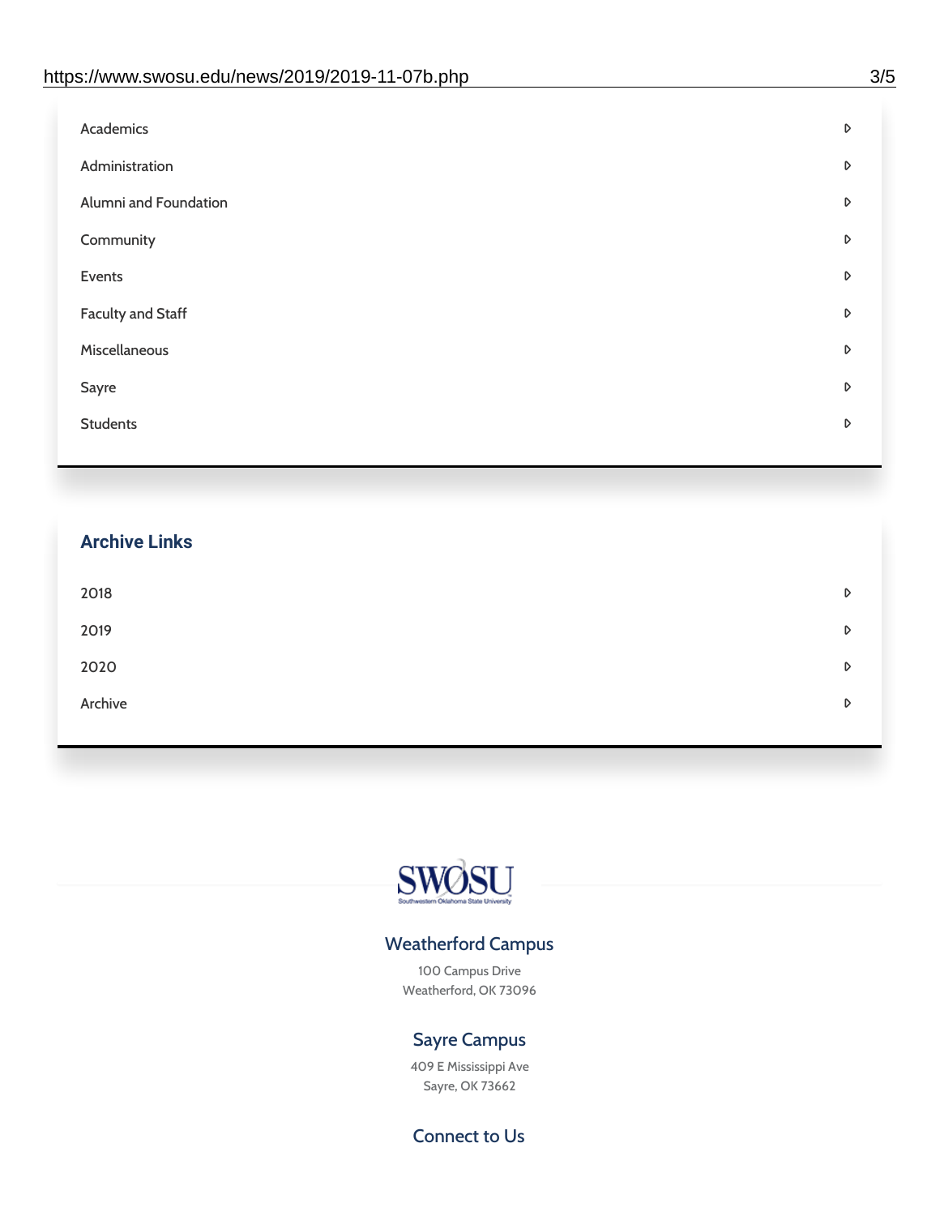- Academics
- Administration
- Alumni and Foundation
- Community
- Events
- Faculty and Staff
- Miscellaneous
- Sayre
- Students

## Archive Links

- 2018
- 2019
- 2020
- Archive

SWOSU
Southwestern Oklahoma State University

### Weatherford Campus

100 Campus Drive
Weatherford, OK 73096

### Sayre Campus

409 E Mississippi Ave
Sayre, OK 73662

### Connect to Us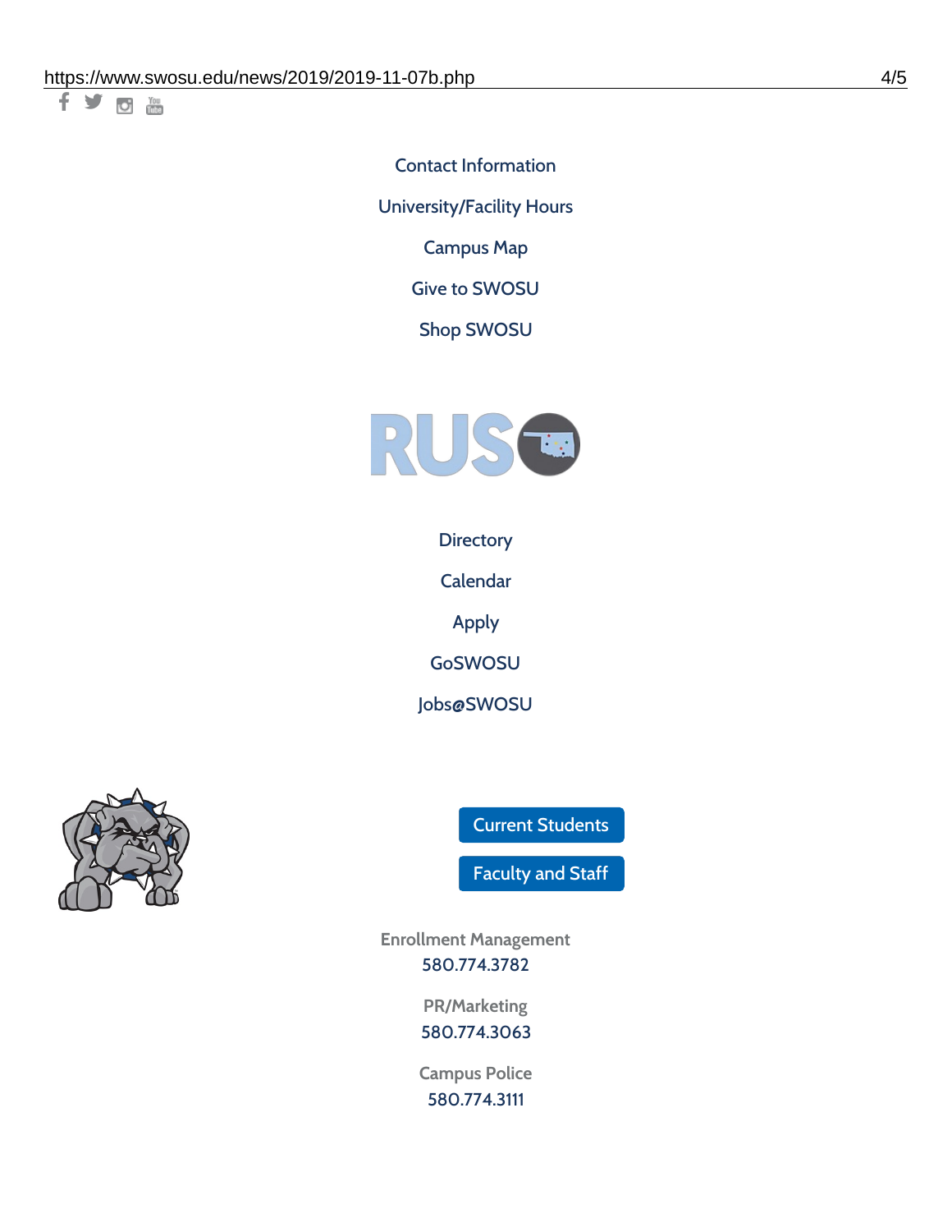Contact Information

University/Facility Hours

Campus Map

Give to SWOSU

Shop SWOSU

Directory

Calendar

Apply

GoSWOSU

Jobs@SWOSU

Current Students

Faculty and Staff

Enrollment Management
580.774.3782

PR/Marketing
580.774.3063

Campus Police
580.774.3111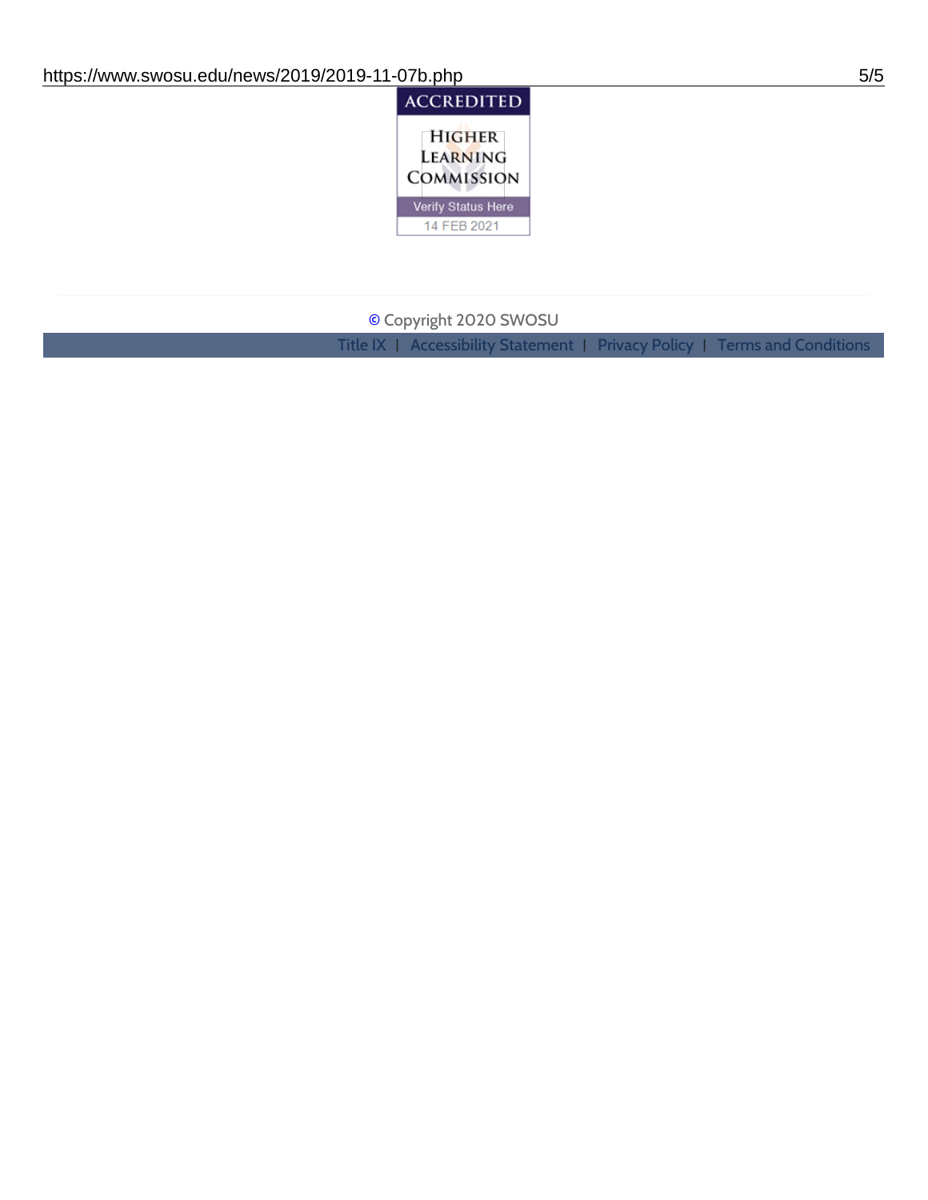ACCREDITED

HIGHER LEARNING COMMISSION

Verify Status Here

14 FEB 2021

© Copyright 2020 SWOSU

Title IX | Accessibility Statement | Privacy Policy | Terms and Conditions